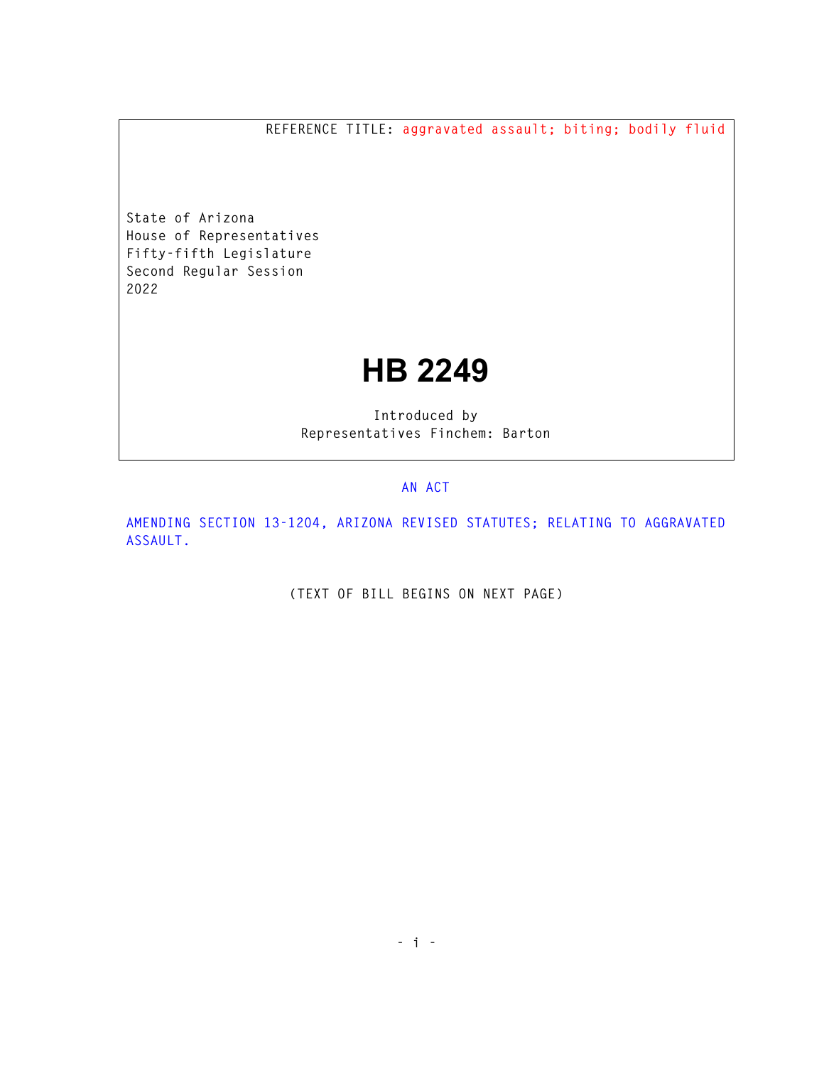REFERENCE TITLE: aggravated assault; biting; bodily fluid

State of Arizona
House of Representatives
Fifty-fifth Legislature
Second Regular Session
2022

# HB 2249

Introduced by
Representatives Finchem: Barton

AN ACT

AMENDING SECTION 13-1204, ARIZONA REVISED STATUTES; RELATING TO AGGRAVATED ASSAULT.

(TEXT OF BILL BEGINS ON NEXT PAGE)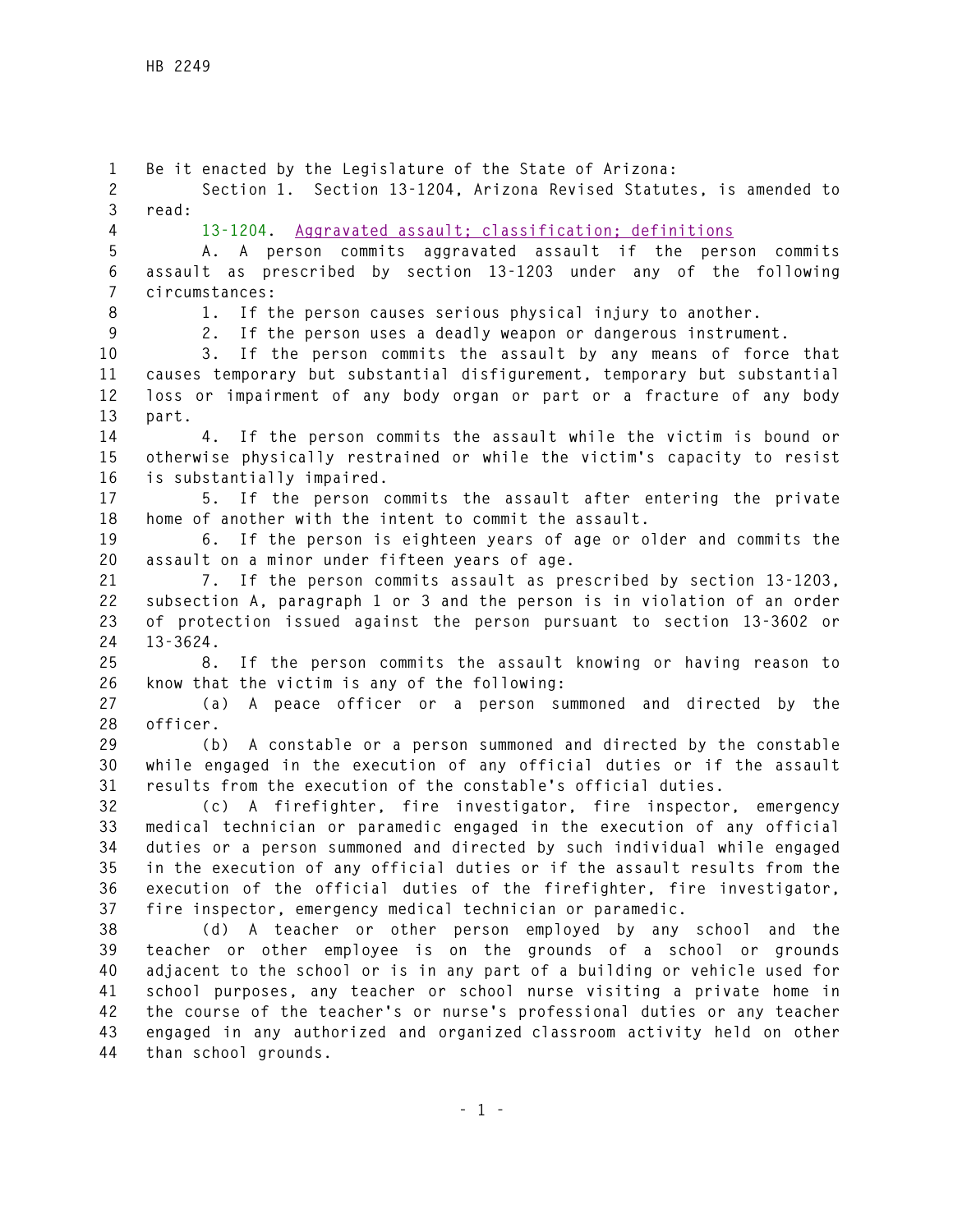Be it enacted by the Legislature of the State of Arizona:

Section 1. Section 13-1204, Arizona Revised Statutes, is amended to read:

13-1204. Aggravated assault; classification; definitions

A. A person commits aggravated assault if the person commits assault as prescribed by section 13-1203 under any of the following circumstances:

1. If the person causes serious physical injury to another.

2. If the person uses a deadly weapon or dangerous instrument.

3. If the person commits the assault by any means of force that causes temporary but substantial disfigurement, temporary but substantial loss or impairment of any body organ or part or a fracture of any body part.

4. If the person commits the assault while the victim is bound or otherwise physically restrained or while the victim's capacity to resist is substantially impaired.

5. If the person commits the assault after entering the private home of another with the intent to commit the assault.

6. If the person is eighteen years of age or older and commits the assault on a minor under fifteen years of age.

7. If the person commits assault as prescribed by section 13-1203, subsection A, paragraph 1 or 3 and the person is in violation of an order of protection issued against the person pursuant to section 13-3602 or 13-3624.

8. If the person commits the assault knowing or having reason to know that the victim is any of the following:

(a) A peace officer or a person summoned and directed by the officer.

(b) A constable or a person summoned and directed by the constable while engaged in the execution of any official duties or if the assault results from the execution of the constable's official duties.

(c) A firefighter, fire investigator, fire inspector, emergency medical technician or paramedic engaged in the execution of any official duties or a person summoned and directed by such individual while engaged in the execution of any official duties or if the assault results from the execution of the official duties of the firefighter, fire investigator, fire inspector, emergency medical technician or paramedic.

(d) A teacher or other person employed by any school and the teacher or other employee is on the grounds of a school or grounds adjacent to the school or is in any part of a building or vehicle used for school purposes, any teacher or school nurse visiting a private home in the course of the teacher's or nurse's professional duties or any teacher engaged in any authorized and organized classroom activity held on other than school grounds.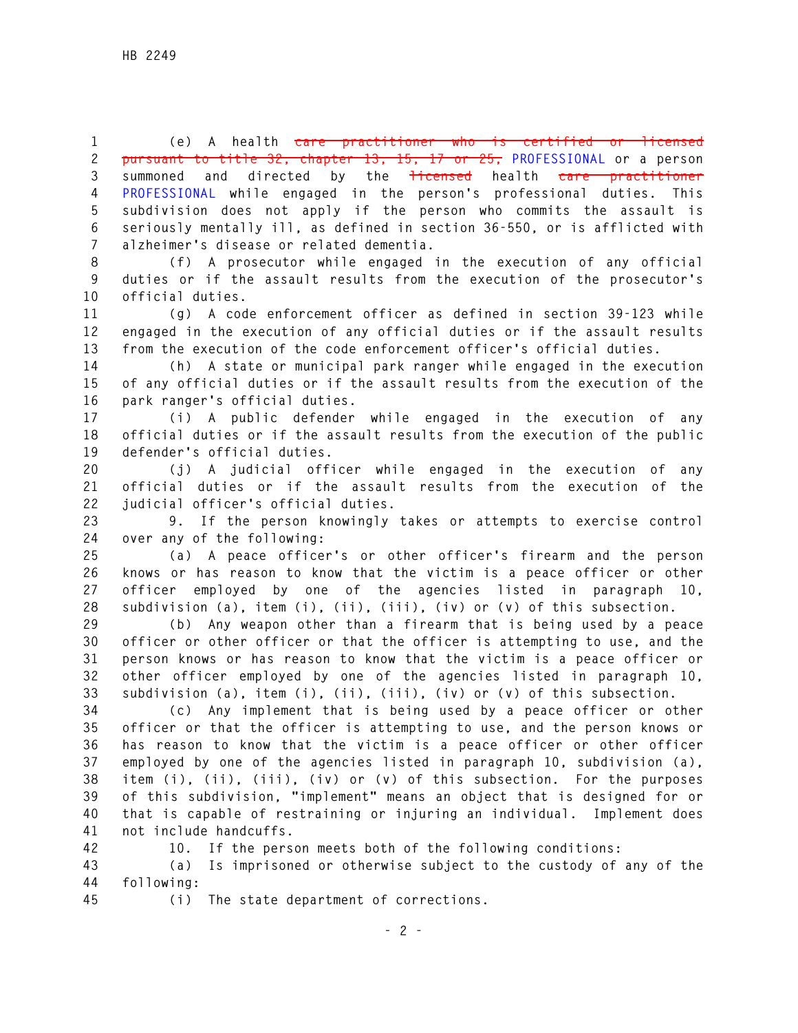(e) A health ~~care practitioner who is certified or licensed pursuant to title 32, chapter 13, 15, 17 or 25,~~ PROFESSIONAL or a person summoned and directed by the ~~licensed~~ health ~~care practitioner~~ PROFESSIONAL while engaged in the person's professional duties. This subdivision does not apply if the person who commits the assault is seriously mentally ill, as defined in section 36-550, or is afflicted with alzheimer's disease or related dementia.

(f) A prosecutor while engaged in the execution of any official duties or if the assault results from the execution of the prosecutor's official duties.

(g) A code enforcement officer as defined in section 39-123 while engaged in the execution of any official duties or if the assault results from the execution of the code enforcement officer's official duties.

(h) A state or municipal park ranger while engaged in the execution of any official duties or if the assault results from the execution of the park ranger's official duties.

(i) A public defender while engaged in the execution of any official duties or if the assault results from the execution of the public defender's official duties.

(j) A judicial officer while engaged in the execution of any official duties or if the assault results from the execution of the judicial officer's official duties.

9. If the person knowingly takes or attempts to exercise control over any of the following:

(a) A peace officer's or other officer's firearm and the person knows or has reason to know that the victim is a peace officer or other officer employed by one of the agencies listed in paragraph 10, subdivision (a), item (i), (ii), (iii), (iv) or (v) of this subsection.

(b) Any weapon other than a firearm that is being used by a peace officer or other officer or that the officer is attempting to use, and the person knows or has reason to know that the victim is a peace officer or other officer employed by one of the agencies listed in paragraph 10, subdivision (a), item (i), (ii), (iii), (iv) or (v) of this subsection.

(c) Any implement that is being used by a peace officer or other officer or that the officer is attempting to use, and the person knows or has reason to know that the victim is a peace officer or other officer employed by one of the agencies listed in paragraph 10, subdivision (a), item (i), (ii), (iii), (iv) or (v) of this subsection. For the purposes of this subdivision, "implement" means an object that is designed for or that is capable of restraining or injuring an individual. Implement does not include handcuffs.

10. If the person meets both of the following conditions:

(a) Is imprisoned or otherwise subject to the custody of any of the following:

(i) The state department of corrections.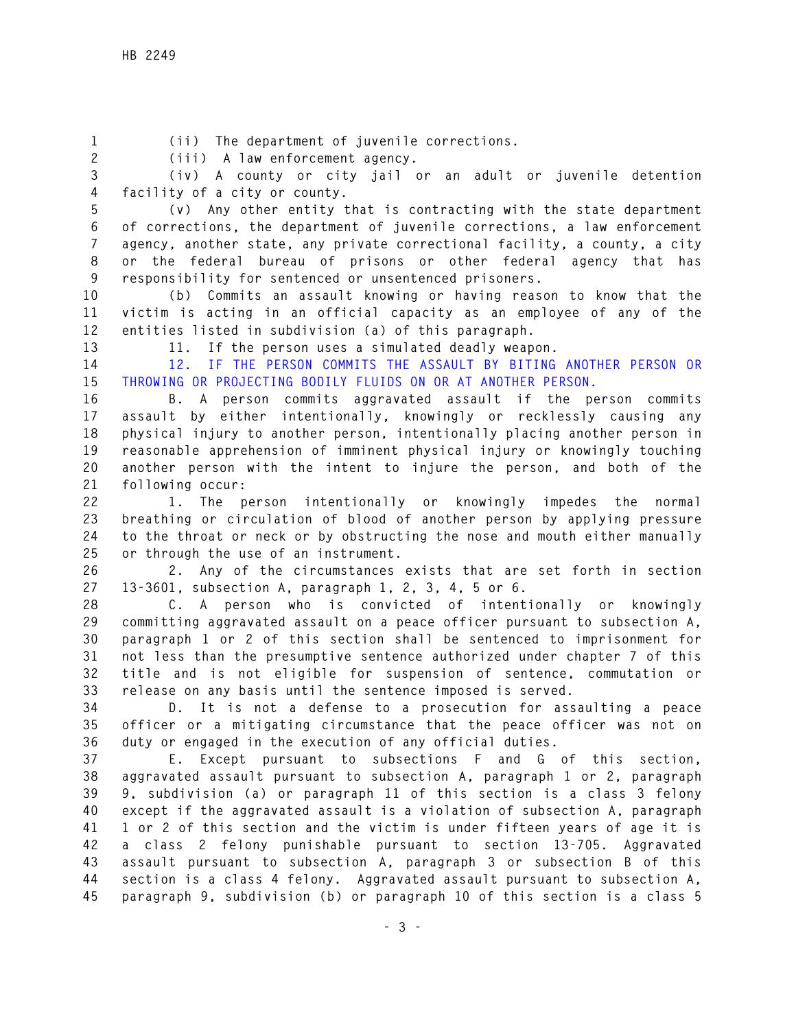(ii) The department of juvenile corrections.

(iii) A law enforcement agency.

(iv) A county or city jail or an adult or juvenile detention facility of a city or county.

(v) Any other entity that is contracting with the state department of corrections, the department of juvenile corrections, a law enforcement agency, another state, any private correctional facility, a county, a city or the federal bureau of prisons or other federal agency that has responsibility for sentenced or unsentenced prisoners.

(b) Commits an assault knowing or having reason to know that the victim is acting in an official capacity as an employee of any of the entities listed in subdivision (a) of this paragraph.

11. If the person uses a simulated deadly weapon.

12. IF THE PERSON COMMITS THE ASSAULT BY BITING ANOTHER PERSON OR THROWING OR PROJECTING BODILY FLUIDS ON OR AT ANOTHER PERSON.

B. A person commits aggravated assault if the person commits assault by either intentionally, knowingly or recklessly causing any physical injury to another person, intentionally placing another person in reasonable apprehension of imminent physical injury or knowingly touching another person with the intent to injure the person, and both of the following occur:

1. The person intentionally or knowingly impedes the normal breathing or circulation of blood of another person by applying pressure to the throat or neck or by obstructing the nose and mouth either manually or through the use of an instrument.

2. Any of the circumstances exists that are set forth in section 13-3601, subsection A, paragraph 1, 2, 3, 4, 5 or 6.

C. A person who is convicted of intentionally or knowingly committing aggravated assault on a peace officer pursuant to subsection A, paragraph 1 or 2 of this section shall be sentenced to imprisonment for not less than the presumptive sentence authorized under chapter 7 of this title and is not eligible for suspension of sentence, commutation or release on any basis until the sentence imposed is served.

D. It is not a defense to a prosecution for assaulting a peace officer or a mitigating circumstance that the peace officer was not on duty or engaged in the execution of any official duties.

E. Except pursuant to subsections F and G of this section, aggravated assault pursuant to subsection A, paragraph 1 or 2, paragraph 9, subdivision (a) or paragraph 11 of this section is a class 3 felony except if the aggravated assault is a violation of subsection A, paragraph 1 or 2 of this section and the victim is under fifteen years of age it is a class 2 felony punishable pursuant to section 13-705. Aggravated assault pursuant to subsection A, paragraph 3 or subsection B of this section is a class 4 felony. Aggravated assault pursuant to subsection A, paragraph 9, subdivision (b) or paragraph 10 of this section is a class 5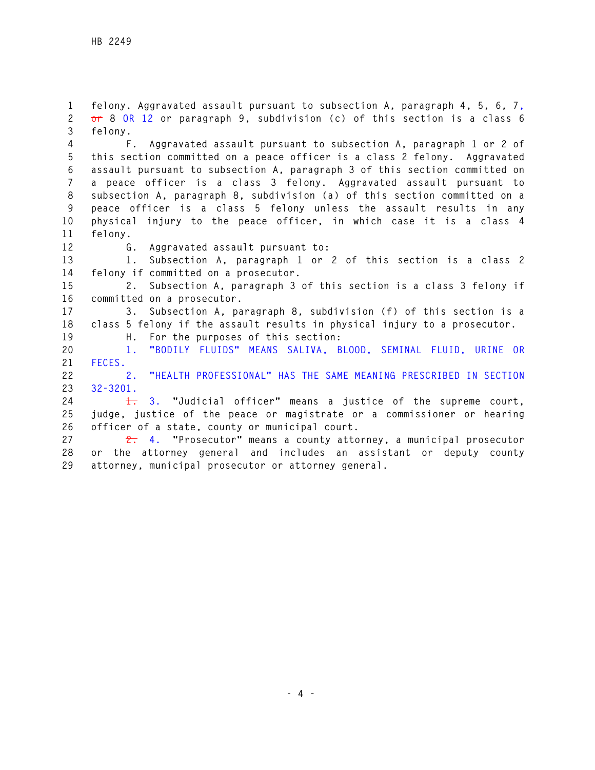felony. Aggravated assault pursuant to subsection A, paragraph 4, 5, 6, 7, ~~or~~ 8 OR 12 or paragraph 9, subdivision (c) of this section is a class 6 felony.

F. Aggravated assault pursuant to subsection A, paragraph 1 or 2 of this section committed on a peace officer is a class 2 felony. Aggravated assault pursuant to subsection A, paragraph 3 of this section committed on a peace officer is a class 3 felony. Aggravated assault pursuant to subsection A, paragraph 8, subdivision (a) of this section committed on a peace officer is a class 5 felony unless the assault results in any physical injury to the peace officer, in which case it is a class 4 felony.

G. Aggravated assault pursuant to:

1. Subsection A, paragraph 1 or 2 of this section is a class 2 felony if committed on a prosecutor.

2. Subsection A, paragraph 3 of this section is a class 3 felony if committed on a prosecutor.

3. Subsection A, paragraph 8, subdivision (f) of this section is a class 5 felony if the assault results in physical injury to a prosecutor.

H. For the purposes of this section:

1. "BODILY FLUIDS" MEANS SALIVA, BLOOD, SEMINAL FLUID, URINE OR FECES.

2. "HEALTH PROFESSIONAL" HAS THE SAME MEANING PRESCRIBED IN SECTION 32-3201.

~~1.~~ 3. "Judicial officer" means a justice of the supreme court, judge, justice of the peace or magistrate or a commissioner or hearing officer of a state, county or municipal court.

~~2.~~ 4. "Prosecutor" means a county attorney, a municipal prosecutor or the attorney general and includes an assistant or deputy county attorney, municipal prosecutor or attorney general.